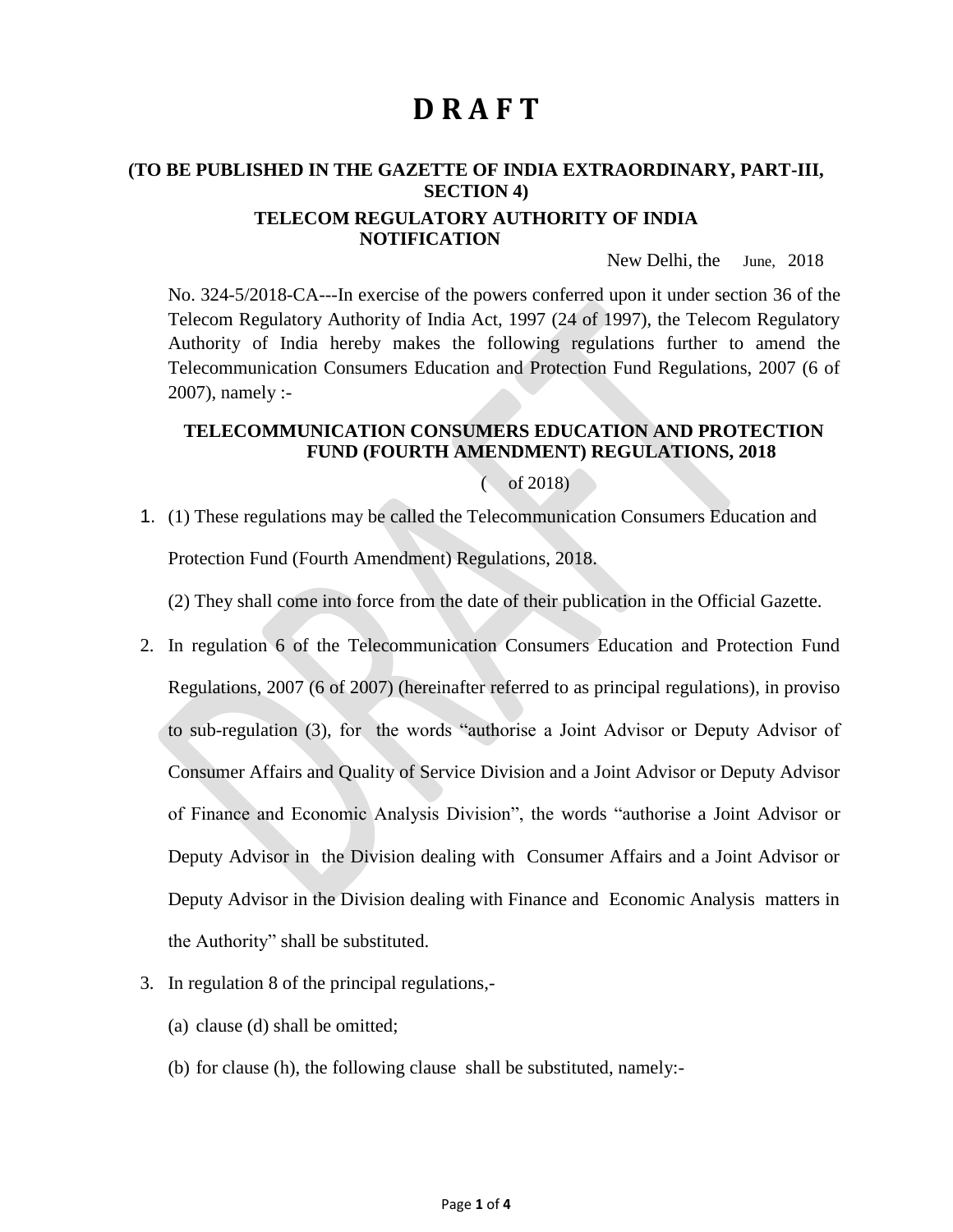# D R A F T

**(TO BE PUBLISHED IN THE GAZETTE OF INDIA EXTRAORDINARY, PART-III, SECTION 4)**

**TELECOM REGULATORY AUTHORITY OF INDIA**
**NOTIFICATION**

New Delhi, the June, 2018

No. 324-5/2018-CA---In exercise of the powers conferred upon it under section 36 of the Telecom Regulatory Authority of India Act, 1997 (24 of 1997), the Telecom Regulatory Authority of India hereby makes the following regulations further to amend the Telecommunication Consumers Education and Protection Fund Regulations, 2007 (6 of 2007), namely :-

**TELECOMMUNICATION CONSUMERS EDUCATION AND PROTECTION FUND (FOURTH AMENDMENT) REGULATIONS, 2018**

( of 2018)

1. (1) These regulations may be called the Telecommunication Consumers Education and Protection Fund (Fourth Amendment) Regulations, 2018.

   (2) They shall come into force from the date of their publication in the Official Gazette.

2. In regulation 6 of the Telecommunication Consumers Education and Protection Fund Regulations, 2007 (6 of 2007) (hereinafter referred to as principal regulations), in proviso to sub-regulation (3), for the words "authorise a Joint Advisor or Deputy Advisor of Consumer Affairs and Quality of Service Division and a Joint Advisor or Deputy Advisor of Finance and Economic Analysis Division", the words "authorise a Joint Advisor or Deputy Advisor in the Division dealing with Consumer Affairs and a Joint Advisor or Deputy Advisor in the Division dealing with Finance and Economic Analysis matters in the Authority" shall be substituted.

3. In regulation 8 of the principal regulations,-

   (a) clause (d) shall be omitted;

   (b) for clause (h), the following clause shall be substituted, namely:-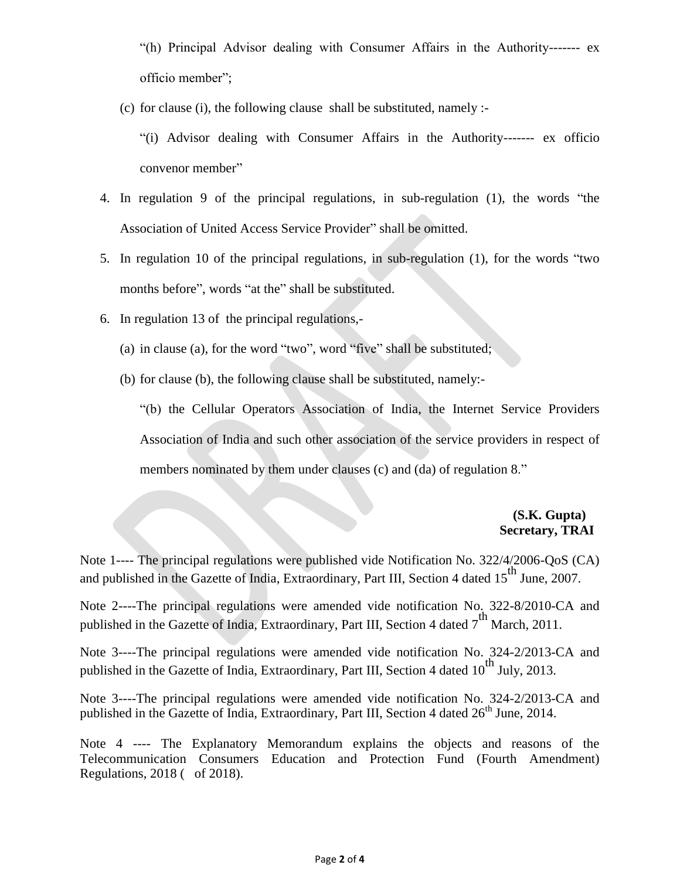"(h) Principal Advisor dealing with Consumer Affairs in the Authority------- ex officio member";

(c) for clause (i), the following clause shall be substituted, namely :-

"(i) Advisor dealing with Consumer Affairs in the Authority------- ex officio convenor member"

4. In regulation 9 of the principal regulations, in sub-regulation (1), the words "the Association of United Access Service Provider" shall be omitted.

5. In regulation 10 of the principal regulations, in sub-regulation (1), for the words "two months before", words "at the" shall be substituted.

6. In regulation 13 of the principal regulations,-

   (a) in clause (a), for the word "two", word "five" shall be substituted;

   (b) for clause (b), the following clause shall be substituted, namely:-

   "(b) the Cellular Operators Association of India, the Internet Service Providers Association of India and such other association of the service providers in respect of members nominated by them under clauses (c) and (da) of regulation 8."

**(S.K. Gupta)**
**Secretary, TRAI**

Note 1---- The principal regulations were published vide Notification No. 322/4/2006-QoS (CA) and published in the Gazette of India, Extraordinary, Part III, Section 4 dated 15th June, 2007.

Note 2----The principal regulations were amended vide notification No. 322-8/2010-CA and published in the Gazette of India, Extraordinary, Part III, Section 4 dated 7th March, 2011.

Note 3----The principal regulations were amended vide notification No. 324-2/2013-CA and published in the Gazette of India, Extraordinary, Part III, Section 4 dated 10th July, 2013.

Note 3----The principal regulations were amended vide notification No. 324-2/2013-CA and published in the Gazette of India, Extraordinary, Part III, Section 4 dated 26th June, 2014.

Note 4 ---- The Explanatory Memorandum explains the objects and reasons of the Telecommunication Consumers Education and Protection Fund (Fourth Amendment) Regulations, 2018 ( of 2018).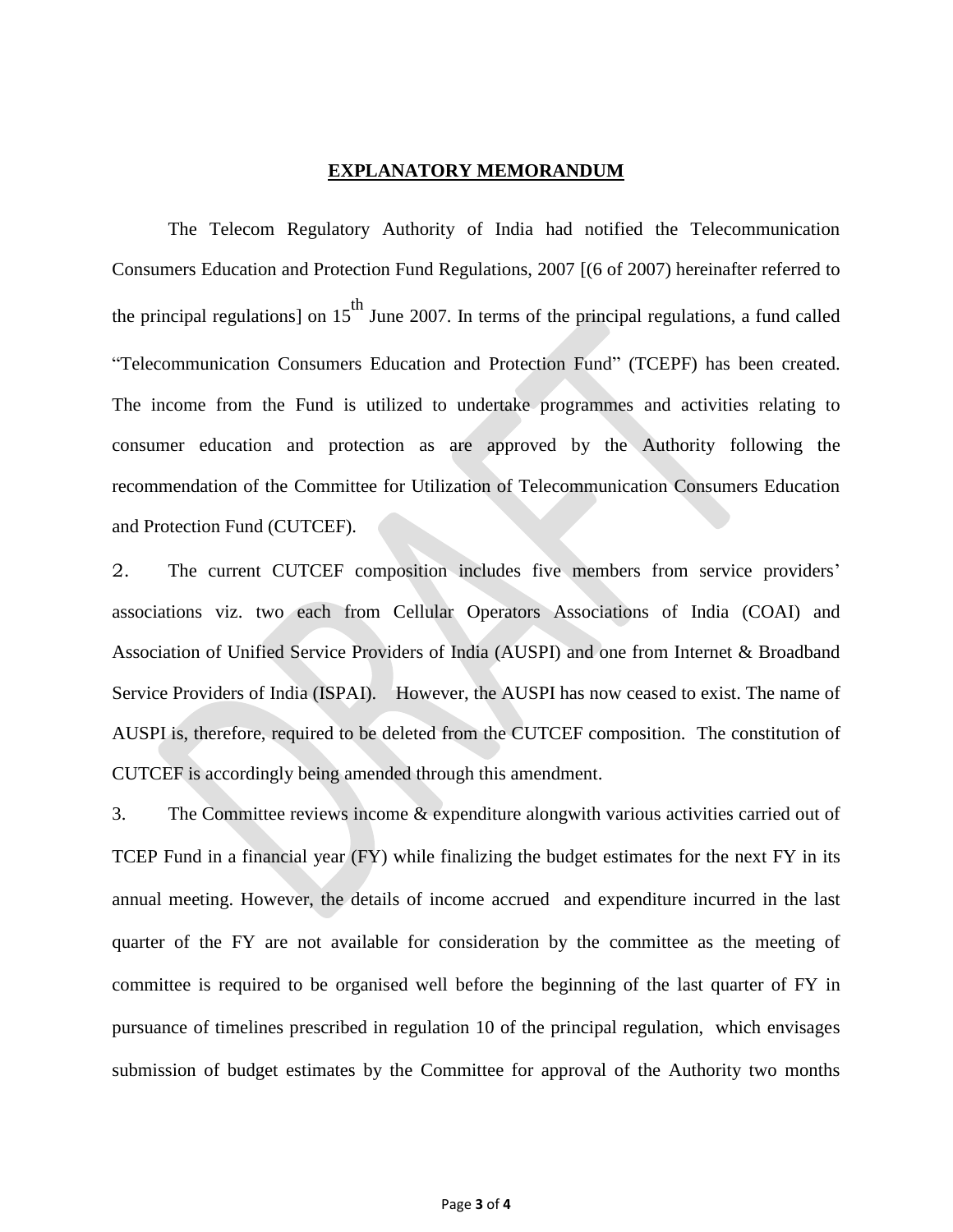**EXPLANATORY MEMORANDUM**

The Telecom Regulatory Authority of India had notified the Telecommunication Consumers Education and Protection Fund Regulations, 2007 [(6 of 2007) hereinafter referred to the principal regulations] on 15th June 2007. In terms of the principal regulations, a fund called "Telecommunication Consumers Education and Protection Fund" (TCEPF) has been created. The income from the Fund is utilized to undertake programmes and activities relating to consumer education and protection as are approved by the Authority following the recommendation of the Committee for Utilization of Telecommunication Consumers Education and Protection Fund (CUTCEF).

2. The current CUTCEF composition includes five members from service providers' associations viz. two each from Cellular Operators Associations of India (COAI) and Association of Unified Service Providers of India (AUSPI) and one from Internet & Broadband Service Providers of India (ISPAI). However, the AUSPI has now ceased to exist. The name of AUSPI is, therefore, required to be deleted from the CUTCEF composition. The constitution of CUTCEF is accordingly being amended through this amendment.

3. The Committee reviews income & expenditure alongwith various activities carried out of TCEP Fund in a financial year (FY) while finalizing the budget estimates for the next FY in its annual meeting. However, the details of income accrued and expenditure incurred in the last quarter of the FY are not available for consideration by the committee as the meeting of committee is required to be organised well before the beginning of the last quarter of FY in pursuance of timelines prescribed in regulation 10 of the principal regulation, which envisages submission of budget estimates by the Committee for approval of the Authority two months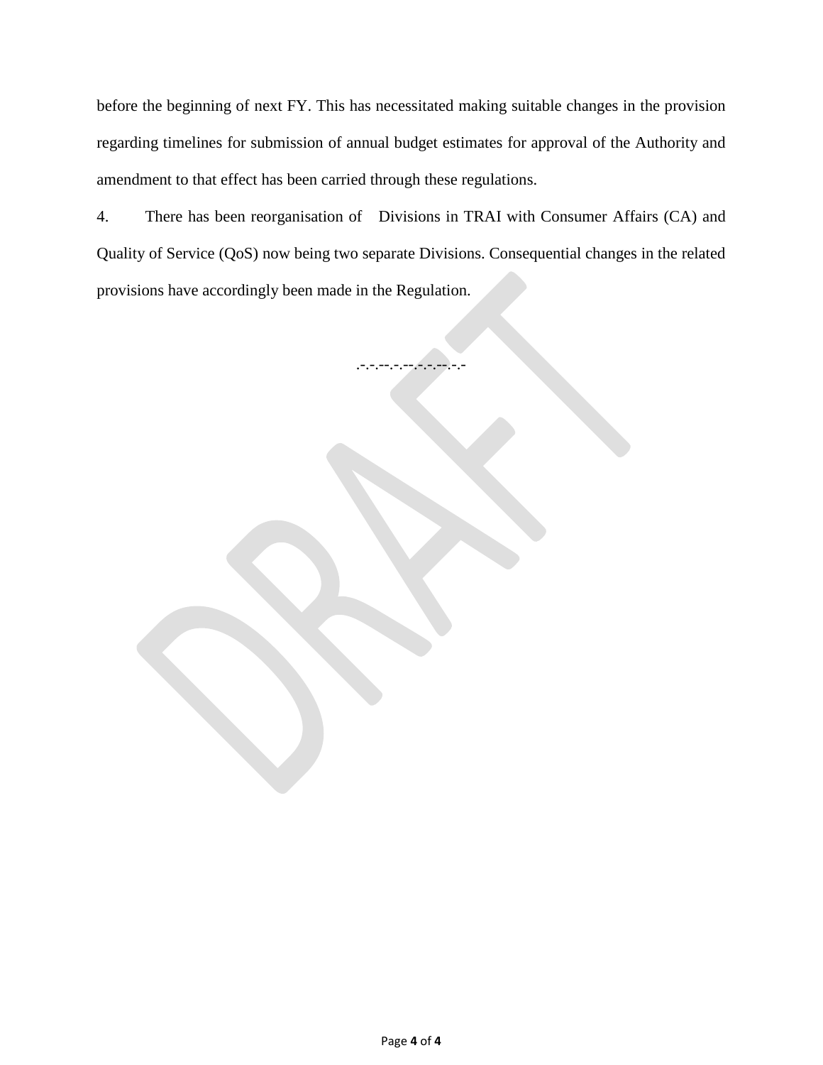before the beginning of next FY. This has necessitated making suitable changes in the provision regarding timelines for submission of annual budget estimates for approval of the Authority and amendment to that effect has been carried through these regulations.

4. There has been reorganisation of Divisions in TRAI with Consumer Affairs (CA) and Quality of Service (QoS) now being two separate Divisions. Consequential changes in the related provisions have accordingly been made in the Regulation.

.-.-.--.-.--.-.-.--.-.-